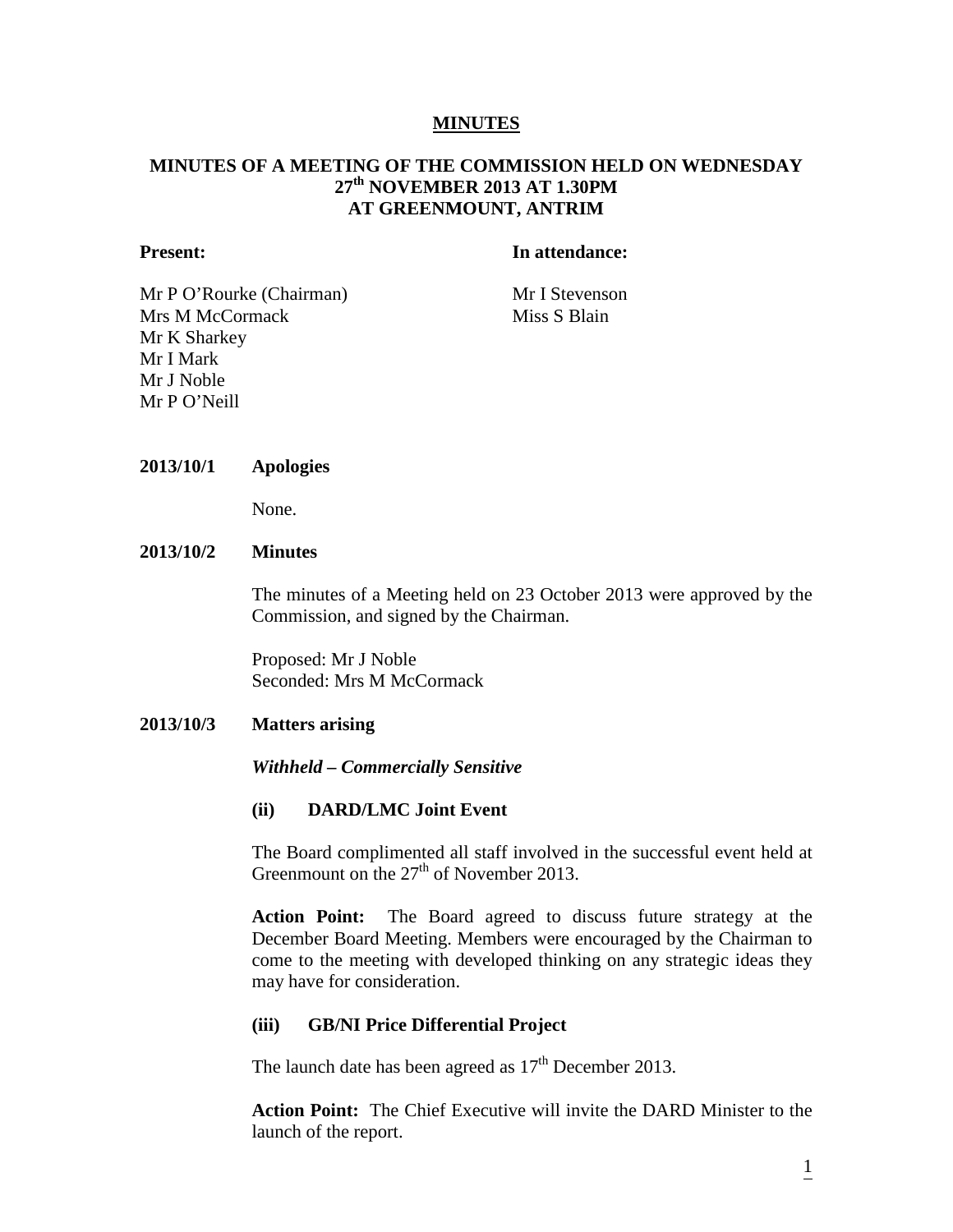# MINUTES

## MINUTES OF A MEETING OF THE COMMISSION HELD ON WEDNESDAY 27th NOVEMBER 2013 AT 1.30PM AT GREENMOUNT, ANTRIM

**Present:**

Mr P O'Rourke (Chairman)
Mrs M McCormack
Mr K Sharkey
Mr I Mark
Mr J Noble
Mr P O'Neill

**In attendance:**

Mr I Stevenson
Miss S Blain

**2013/10/1 Apologies**

None.

**2013/10/2 Minutes**

The minutes of a Meeting held on 23 October 2013 were approved by the Commission, and signed by the Chairman.

Proposed: Mr J Noble
Seconded: Mrs M McCormack

**2013/10/3 Matters arising**

***Withheld – Commercially Sensitive***

**(ii) DARD/LMC Joint Event**

The Board complimented all staff involved in the successful event held at Greenmount on the 27th of November 2013.

**Action Point:** The Board agreed to discuss future strategy at the December Board Meeting. Members were encouraged by the Chairman to come to the meeting with developed thinking on any strategic ideas they may have for consideration.

**(iii) GB/NI Price Differential Project**

The launch date has been agreed as 17th December 2013.

**Action Point:** The Chief Executive will invite the DARD Minister to the launch of the report.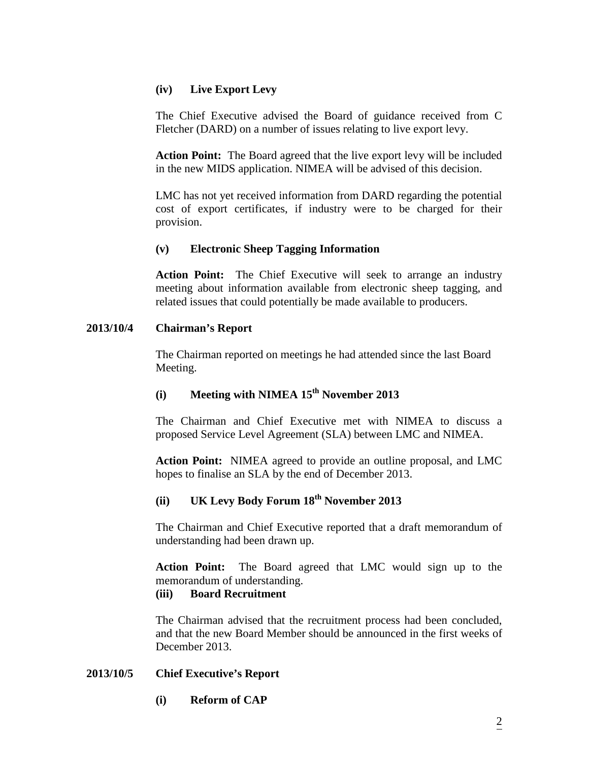### (iv) Live Export Levy

The Chief Executive advised the Board of guidance received from C Fletcher (DARD) on a number of issues relating to live export levy.

**Action Point:** The Board agreed that the live export levy will be included in the new MIDS application. NIMEA will be advised of this decision.

LMC has not yet received information from DARD regarding the potential cost of export certificates, if industry were to be charged for their provision.

### (v) Electronic Sheep Tagging Information

**Action Point:** The Chief Executive will seek to arrange an industry meeting about information available from electronic sheep tagging, and related issues that could potentially be made available to producers.

## 2013/10/4 Chairman's Report

The Chairman reported on meetings he had attended since the last Board Meeting.

### (i) Meeting with NIMEA 15th November 2013

The Chairman and Chief Executive met with NIMEA to discuss a proposed Service Level Agreement (SLA) between LMC and NIMEA.

**Action Point:** NIMEA agreed to provide an outline proposal, and LMC hopes to finalise an SLA by the end of December 2013.

### (ii) UK Levy Body Forum 18th November 2013

The Chairman and Chief Executive reported that a draft memorandum of understanding had been drawn up.

**Action Point:** The Board agreed that LMC would sign up to the memorandum of understanding.

### (iii) Board Recruitment

The Chairman advised that the recruitment process had been concluded, and that the new Board Member should be announced in the first weeks of December 2013.

## 2013/10/5 Chief Executive's Report

### (i) Reform of CAP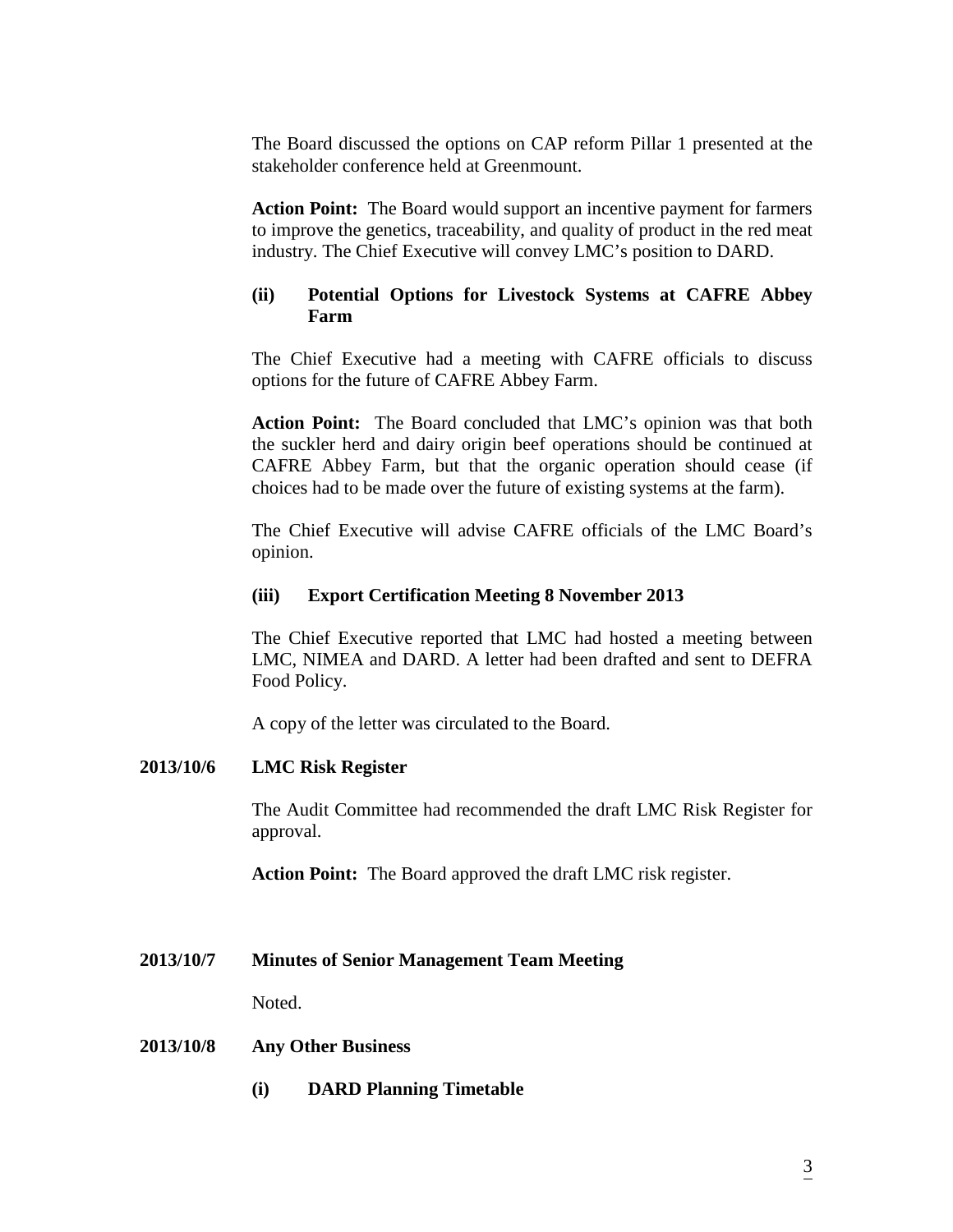The Board discussed the options on CAP reform Pillar 1 presented at the stakeholder conference held at Greenmount.

**Action Point:** The Board would support an incentive payment for farmers to improve the genetics, traceability, and quality of product in the red meat industry. The Chief Executive will convey LMC's position to DARD.

**(ii) Potential Options for Livestock Systems at CAFRE Abbey Farm**

The Chief Executive had a meeting with CAFRE officials to discuss options for the future of CAFRE Abbey Farm.

**Action Point:** The Board concluded that LMC's opinion was that both the suckler herd and dairy origin beef operations should be continued at CAFRE Abbey Farm, but that the organic operation should cease (if choices had to be made over the future of existing systems at the farm).

The Chief Executive will advise CAFRE officials of the LMC Board's opinion.

**(iii) Export Certification Meeting 8 November 2013**

The Chief Executive reported that LMC had hosted a meeting between LMC, NIMEA and DARD. A letter had been drafted and sent to DEFRA Food Policy.

A copy of the letter was circulated to the Board.

**2013/10/6 LMC Risk Register**

The Audit Committee had recommended the draft LMC Risk Register for approval.

**Action Point:** The Board approved the draft LMC risk register.

**2013/10/7 Minutes of Senior Management Team Meeting**

Noted.

**2013/10/8 Any Other Business**

**(i) DARD Planning Timetable**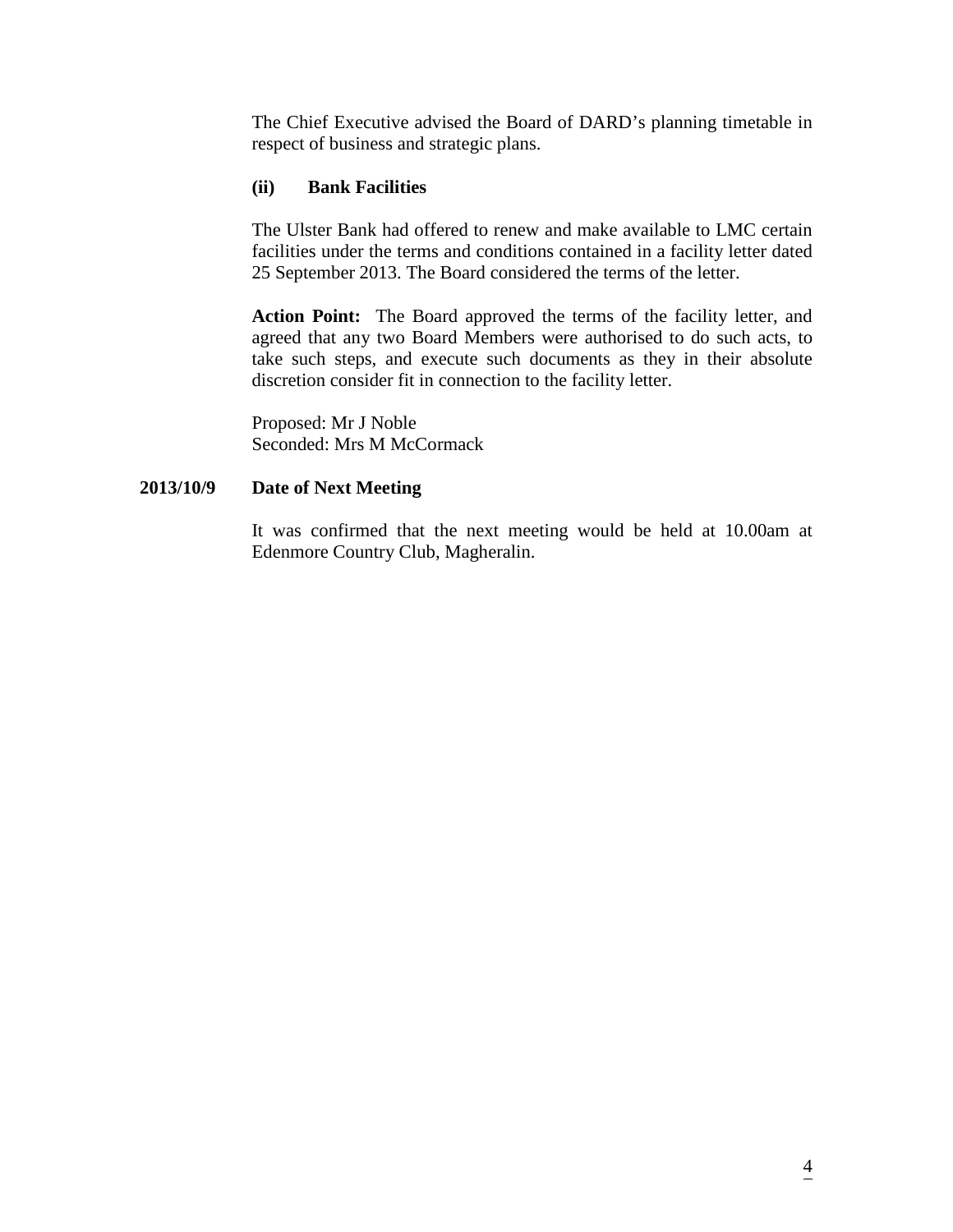The Chief Executive advised the Board of DARD's planning timetable in respect of business and strategic plans.

**(ii) Bank Facilities**

The Ulster Bank had offered to renew and make available to LMC certain facilities under the terms and conditions contained in a facility letter dated 25 September 2013. The Board considered the terms of the letter.

**Action Point:** The Board approved the terms of the facility letter, and agreed that any two Board Members were authorised to do such acts, to take such steps, and execute such documents as they in their absolute discretion consider fit in connection to the facility letter.

Proposed: Mr J Noble
Seconded: Mrs M McCormack

**2013/10/9 Date of Next Meeting**

It was confirmed that the next meeting would be held at 10.00am at Edenmore Country Club, Magheralin.